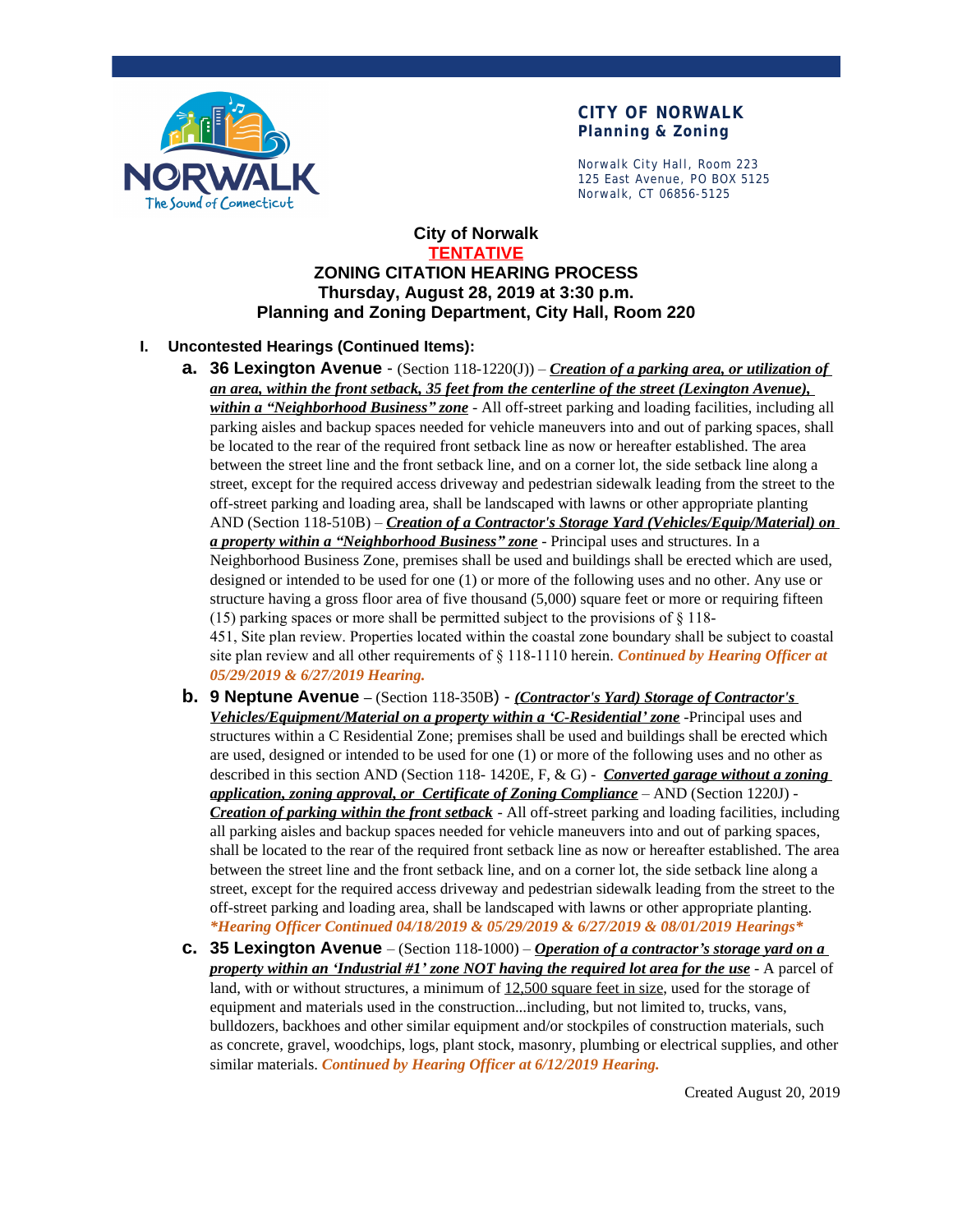**CITY OF NORWALK**
**Planning & Zoning**

Norwalk City Hall, Room 223
125 East Avenue, PO BOX 5125
Norwalk, CT 06856-5125

# City of Norwalk
## TENTATIVE
## ZONING CITATION HEARING PROCESS
## Thursday, August 28, 2019 at 3:30 p.m.
## Planning and Zoning Department, City Hall, Room 220

**I. Uncontested Hearings (Continued Items):**

a. **36 Lexington Avenue** - (Section 118-1220(J)) – ***Creation of a parking area, or utilization of an area, within the front setback, 35 feet from the centerline of the street (Lexington Avenue), within a "Neighborhood Business" zone*** - All off-street parking and loading facilities, including all parking aisles and backup spaces needed for vehicle maneuvers into and out of parking spaces, shall be located to the rear of the required front setback line as now or hereafter established. The area between the street line and the front setback line, and on a corner lot, the side setback line along a street, except for the required access driveway and pedestrian sidewalk leading from the street to the off-street parking and loading area, shall be landscaped with lawns or other appropriate planting AND (Section 118-510B) – ***Creation of a Contractor's Storage Yard (Vehicles/Equip/Material) on a property within a "Neighborhood Business" zone*** - Principal uses and structures. In a Neighborhood Business Zone, premises shall be used and buildings shall be erected which are used, designed or intended to be used for one (1) or more of the following uses and no other. Any use or structure having a gross floor area of five thousand (5,000) square feet or more or requiring fifteen (15) parking spaces or more shall be permitted subject to the provisions of § 118-451, Site plan review. Properties located within the coastal zone boundary shall be subject to coastal site plan review and all other requirements of § 118-1110 herein. ***Continued by Hearing Officer at 05/29/2019 & 6/27/2019 Hearing.***

b. **9 Neptune Avenue** – (Section 118-350B) - ***(Contractor's Yard) Storage of Contractor's Vehicles/Equipment/Material on a property within a 'C-Residential' zone*** -Principal uses and structures within a C Residential Zone; premises shall be used and buildings shall be erected which are used, designed or intended to be used for one (1) or more of the following uses and no other as described in this section AND (Section 118- 1420E, F, & G) - ***Converted garage without a zoning application, zoning approval, or Certificate of Zoning Compliance*** – AND (Section 1220J) - ***Creation of parking within the front setback*** - All off-street parking and loading facilities, including all parking aisles and backup spaces needed for vehicle maneuvers into and out of parking spaces, shall be located to the rear of the required front setback line as now or hereafter established. The area between the street line and the front setback line, and on a corner lot, the side setback line along a street, except for the required access driveway and pedestrian sidewalk leading from the street to the off-street parking and loading area, shall be landscaped with lawns or other appropriate planting. ****Hearing Officer Continued 04/18/2019 & 05/29/2019 & 6/27/2019 & 08/01/2019 Hearings****

c. **35 Lexington Avenue** – (Section 118-1000) – ***Operation of a contractor's storage yard on a property within an 'Industrial #1' zone NOT having the required lot area for the use*** - A parcel of land, with or without structures, a minimum of 12,500 square feet in size, used for the storage of equipment and materials used in the construction...including, but not limited to, trucks, vans, bulldozers, backhoes and other similar equipment and/or stockpiles of construction materials, such as concrete, gravel, woodchips, logs, plant stock, masonry, plumbing or electrical supplies, and other similar materials. ***Continued by Hearing Officer at 6/12/2019 Hearing.***

Created August 20, 2019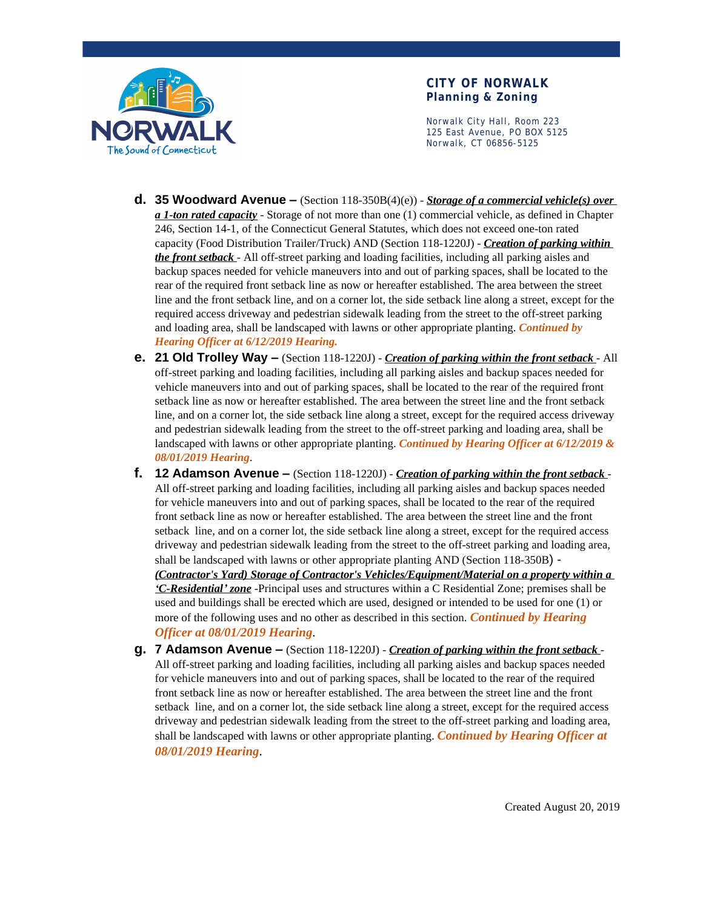**CITY OF NORWALK**
**Planning & Zoning**

Norwalk City Hall, Room 223
125 East Avenue, PO BOX 5125
Norwalk, CT 06856-5125

d. **35 Woodward Avenue –** (Section 118-350B(4)(e)) - ***Storage of a commercial vehicle(s) over a 1-ton rated capacity*** - Storage of not more than one (1) commercial vehicle, as defined in Chapter 246, Section 14-1, of the Connecticut General Statutes, which does not exceed one-ton rated capacity (Food Distribution Trailer/Truck) AND (Section 118-1220J) - ***Creation of parking within the front setback*** - All off-street parking and loading facilities, including all parking aisles and backup spaces needed for vehicle maneuvers into and out of parking spaces, shall be located to the rear of the required front setback line as now or hereafter established. The area between the street line and the front setback line, and on a corner lot, the side setback line along a street, except for the required access driveway and pedestrian sidewalk leading from the street to the off-street parking and loading area, shall be landscaped with lawns or other appropriate planting. ***Continued by Hearing Officer at 6/12/2019 Hearing.***

e. **21 Old Trolley Way –** (Section 118-1220J) - ***Creation of parking within the front setback*** - All off-street parking and loading facilities, including all parking aisles and backup spaces needed for vehicle maneuvers into and out of parking spaces, shall be located to the rear of the required front setback line as now or hereafter established. The area between the street line and the front setback line, and on a corner lot, the side setback line along a street, except for the required access driveway and pedestrian sidewalk leading from the street to the off-street parking and loading area, shall be landscaped with lawns or other appropriate planting. ***Continued by Hearing Officer at 6/12/2019 & 08/01/2019 Hearing***.

f. **12 Adamson Avenue –** (Section 118-1220J) - ***Creation of parking within the front setback*** - All off-street parking and loading facilities, including all parking aisles and backup spaces needed for vehicle maneuvers into and out of parking spaces, shall be located to the rear of the required front setback line as now or hereafter established. The area between the street line and the front setback line, and on a corner lot, the side setback line along a street, except for the required access driveway and pedestrian sidewalk leading from the street to the off-street parking and loading area, shall be landscaped with lawns or other appropriate planting AND (Section 118-350B) - ***(Contractor's Yard) Storage of Contractor's Vehicles/Equipment/Material on a property within a 'C-Residential' zone*** -Principal uses and structures within a C Residential Zone; premises shall be used and buildings shall be erected which are used, designed or intended to be used for one (1) or more of the following uses and no other as described in this section. ***Continued by Hearing Officer at 08/01/2019 Hearing***.

g. **7 Adamson Avenue –** (Section 118-1220J) - ***Creation of parking within the front setback*** - All off-street parking and loading facilities, including all parking aisles and backup spaces needed for vehicle maneuvers into and out of parking spaces, shall be located to the rear of the required front setback line as now or hereafter established. The area between the street line and the front setback line, and on a corner lot, the side setback line along a street, except for the required access driveway and pedestrian sidewalk leading from the street to the off-street parking and loading area, shall be landscaped with lawns or other appropriate planting. ***Continued by Hearing Officer at 08/01/2019 Hearing***.

Created August 20, 2019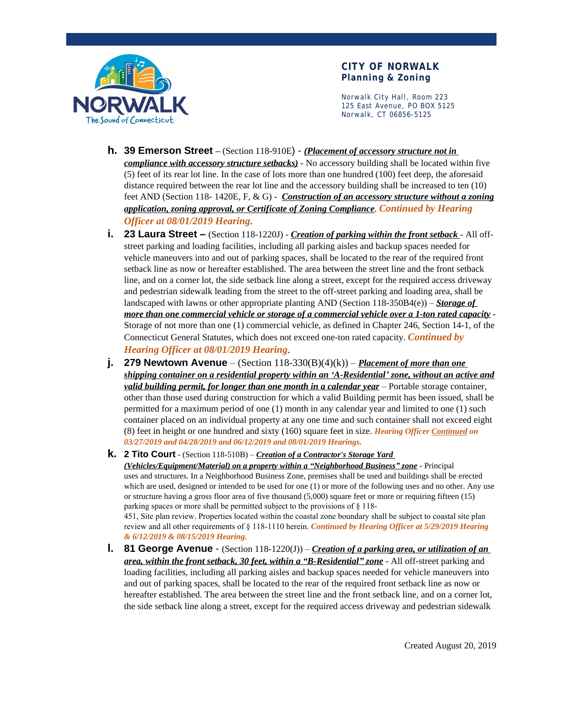- **h. 39 Emerson Street** – (Section 118-910E) - ***(Placement of accessory structure not in compliance with accessory structure setbacks)*** - No accessory building shall be located within five (5) feet of its rear lot line. In the case of lots more than one hundred (100) feet deep, the aforesaid distance required between the rear lot line and the accessory building shall be increased to ten (10) feet AND (Section 118- 1420E, F, & G) - ***Construction of an accessory structure without a zoning application, zoning approval, or Certificate of Zoning Compliance***. *Continued by Hearing Officer at 08/01/2019 Hearing*.
- **i. 23 Laura Street –** (Section 118-1220J) - ***Creation of parking within the front setback*** - All off-street parking and loading facilities, including all parking aisles and backup spaces needed for vehicle maneuvers into and out of parking spaces, shall be located to the rear of the required front setback line as now or hereafter established. The area between the street line and the front setback line, and on a corner lot, the side setback line along a street, except for the required access driveway and pedestrian sidewalk leading from the street to the off-street parking and loading area, shall be landscaped with lawns or other appropriate planting AND (Section 118-350B4(e)) – ***Storage of more than one commercial vehicle or storage of a commercial vehicle over a 1-ton rated capacity*** - Storage of not more than one (1) commercial vehicle, as defined in Chapter 246, Section 14-1, of the Connecticut General Statutes, which does not exceed one-ton rated capacity. ***Continued by Hearing Officer at 08/01/2019 Hearing***.
- **j. 279 Newtown Avenue** – (Section 118-330(B)(4)(k)) – ***Placement of more than one shipping container on a residential property within an 'A-Residential' zone, without an active and valid building permit, for longer than one month in a calendar year*** – Portable storage container, other than those used during construction for which a valid Building permit has been issued, shall be permitted for a maximum period of one (1) month in any calendar year and limited to one (1) such container placed on an individual property at any one time and such container shall not exceed eight (8) feet in height or one hundred and sixty (160) square feet in size. ***Hearing Officer Continued on 03/27/2019 and 04/28/2019 and 06/12/2019 and 08/01/2019 Hearings.***
- **k. 2 Tito Court** - (Section 118-510B) – ***Creation of a Contractor's Storage Yard (Vehicles/Equipment/Material) on a property within a "Neighborhood Business" zone*** - Principal uses and structures. In a Neighborhood Business Zone, premises shall be used and buildings shall be erected which are used, designed or intended to be used for one (1) or more of the following uses and no other. Any use or structure having a gross floor area of five thousand (5,000) square feet or more or requiring fifteen (15) parking spaces or more shall be permitted subject to the provisions of § 118-451, Site plan review. Properties located within the coastal zone boundary shall be subject to coastal site plan review and all other requirements of § 118-1110 herein. ***Continued by Hearing Officer at 5/29/2019 Hearing & 6/12/2019 & 08/15/2019 Hearing.***
- **l. 81 George Avenue** - (Section 118-1220(J)) – ***Creation of a parking area, or utilization of an area, within the front setback, 30 feet, within a "B-Residential" zone*** - All off-street parking and loading facilities, including all parking aisles and backup spaces needed for vehicle maneuvers into and out of parking spaces, shall be located to the rear of the required front setback line as now or hereafter established. The area between the street line and the front setback line, and on a corner lot, the side setback line along a street, except for the required access driveway and pedestrian sidewalk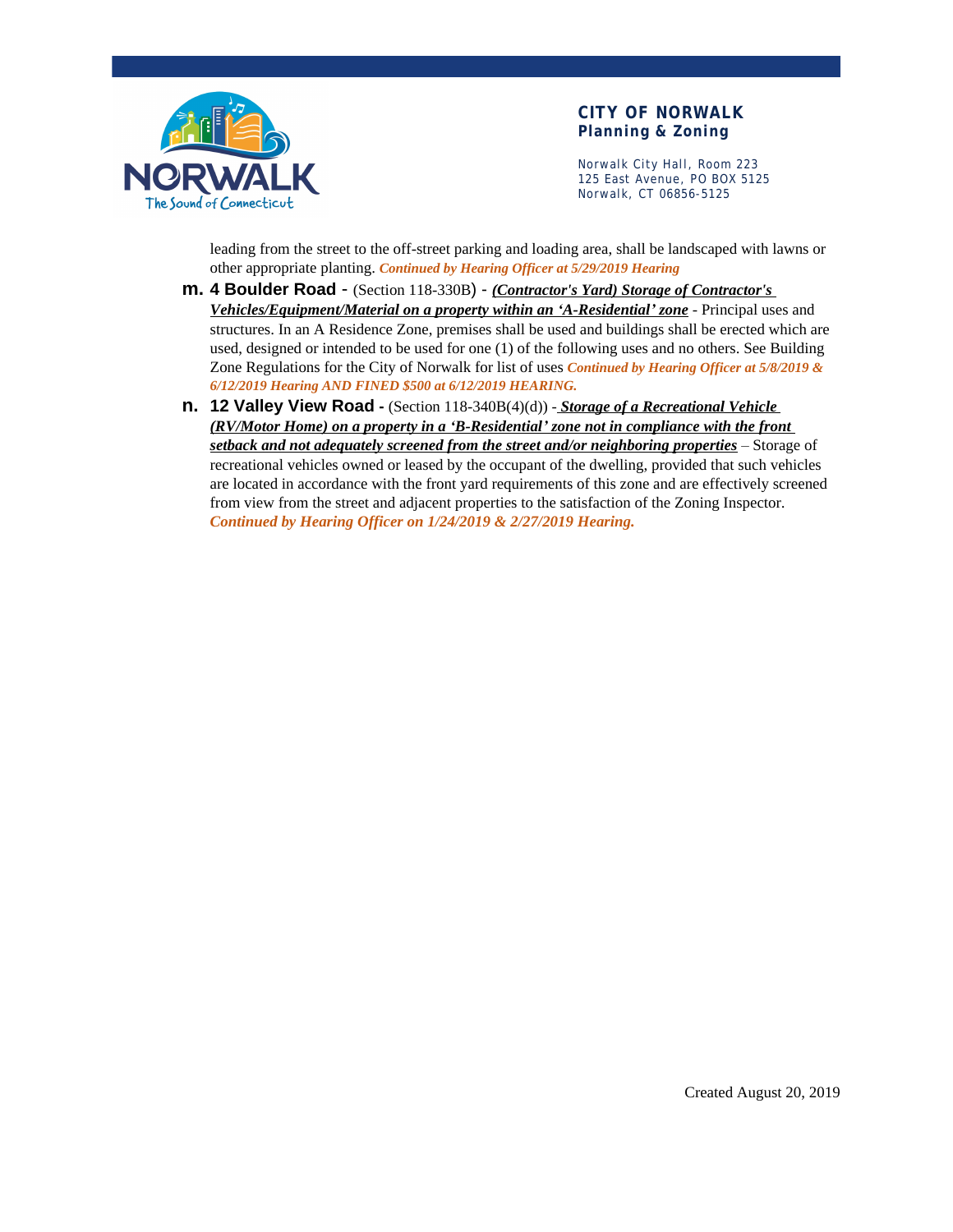leading from the street to the off-street parking and loading area, shall be landscaped with lawns or other appropriate planting. ***Continued by Hearing Officer at 5/29/2019 Hearing***

m. **4 Boulder Road** - (Section 118-330B) - ***(Contractor's Yard) Storage of Contractor's Vehicles/Equipment/Material on a property within an 'A-Residential' zone*** - Principal uses and structures. In an A Residence Zone, premises shall be used and buildings shall be erected which are used, designed or intended to be used for one (1) of the following uses and no others. See Building Zone Regulations for the City of Norwalk for list of uses ***Continued by Hearing Officer at 5/8/2019 & 6/12/2019 Hearing AND FINED $500 at 6/12/2019 HEARING.***

n. **12 Valley View Road -** (Section 118-340B(4)(d)) - ***Storage of a Recreational Vehicle (RV/Motor Home) on a property in a 'B-Residential' zone not in compliance with the front setback and not adequately screened from the street and/or neighboring properties*** – Storage of recreational vehicles owned or leased by the occupant of the dwelling, provided that such vehicles are located in accordance with the front yard requirements of this zone and are effectively screened from view from the street and adjacent properties to the satisfaction of the Zoning Inspector. ***Continued by Hearing Officer on 1/24/2019 & 2/27/2019 Hearing.***

Created August 20, 2019